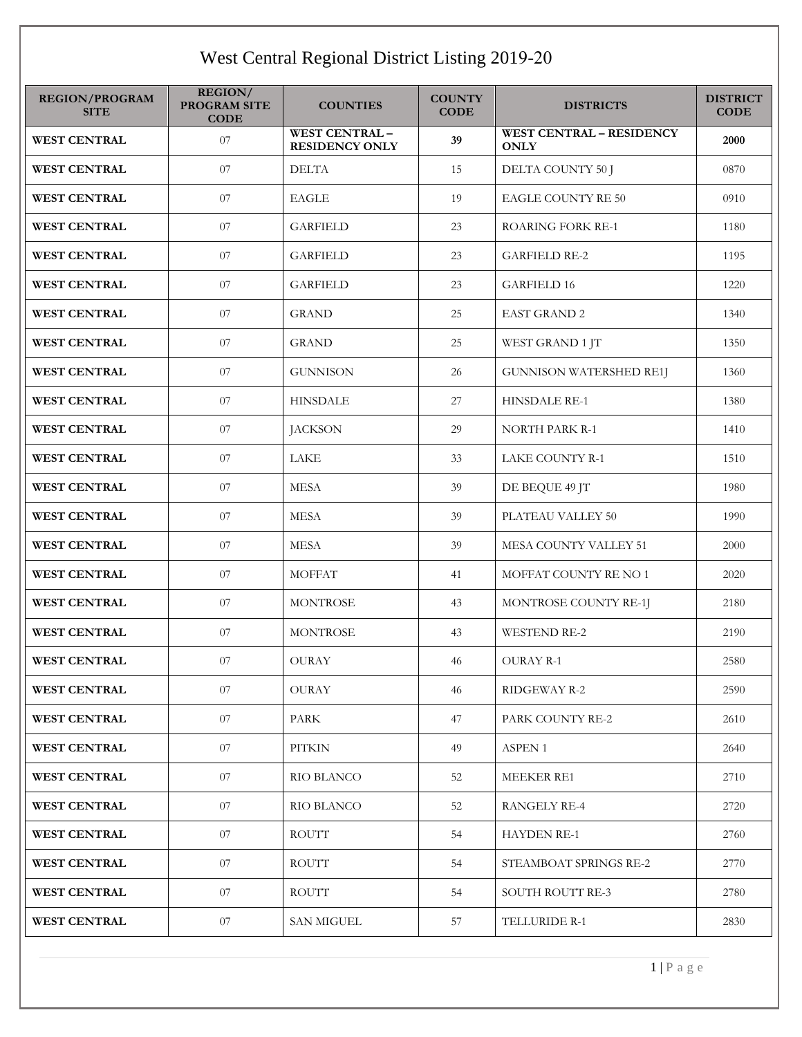# West Central Regional District Listing 2019-20

| REGION/PROGRAM SITE | REGION/ PROGRAM SITE CODE | COUNTIES | COUNTY CODE | DISTRICTS | DISTRICT CODE |
|---|---|---|---|---|---|
| **WEST CENTRAL** | 07 | **WEST CENTRAL – RESIDENCY ONLY** | **39** | **WEST CENTRAL – RESIDENCY ONLY** | **2000** |
| **WEST CENTRAL** | 07 | DELTA | 15 | DELTA COUNTY 50 J | 0870 |
| **WEST CENTRAL** | 07 | EAGLE | 19 | EAGLE COUNTY RE 50 | 0910 |
| **WEST CENTRAL** | 07 | GARFIELD | 23 | ROARING FORK RE-1 | 1180 |
| **WEST CENTRAL** | 07 | GARFIELD | 23 | GARFIELD RE-2 | 1195 |
| **WEST CENTRAL** | 07 | GARFIELD | 23 | GARFIELD 16 | 1220 |
| **WEST CENTRAL** | 07 | GRAND | 25 | EAST GRAND 2 | 1340 |
| **WEST CENTRAL** | 07 | GRAND | 25 | WEST GRAND 1 JT | 1350 |
| **WEST CENTRAL** | 07 | GUNNISON | 26 | GUNNISON WATERSHED RE1J | 1360 |
| **WEST CENTRAL** | 07 | HINSDALE | 27 | HINSDALE RE-1 | 1380 |
| **WEST CENTRAL** | 07 | JACKSON | 29 | NORTH PARK R-1 | 1410 |
| **WEST CENTRAL** | 07 | LAKE | 33 | LAKE COUNTY R-1 | 1510 |
| **WEST CENTRAL** | 07 | MESA | 39 | DE BEQUE 49 JT | 1980 |
| **WEST CENTRAL** | 07 | MESA | 39 | PLATEAU VALLEY 50 | 1990 |
| **WEST CENTRAL** | 07 | MESA | 39 | MESA COUNTY VALLEY 51 | 2000 |
| **WEST CENTRAL** | 07 | MOFFAT | 41 | MOFFAT COUNTY RE NO 1 | 2020 |
| **WEST CENTRAL** | 07 | MONTROSE | 43 | MONTROSE COUNTY RE-1J | 2180 |
| **WEST CENTRAL** | 07 | MONTROSE | 43 | WESTEND RE-2 | 2190 |
| **WEST CENTRAL** | 07 | OURAY | 46 | OURAY R-1 | 2580 |
| **WEST CENTRAL** | 07 | OURAY | 46 | RIDGEWAY R-2 | 2590 |
| **WEST CENTRAL** | 07 | PARK | 47 | PARK COUNTY RE-2 | 2610 |
| **WEST CENTRAL** | 07 | PITKIN | 49 | ASPEN 1 | 2640 |
| **WEST CENTRAL** | 07 | RIO BLANCO | 52 | MEEKER RE1 | 2710 |
| **WEST CENTRAL** | 07 | RIO BLANCO | 52 | RANGELY RE-4 | 2720 |
| **WEST CENTRAL** | 07 | ROUTT | 54 | HAYDEN RE-1 | 2760 |
| **WEST CENTRAL** | 07 | ROUTT | 54 | STEAMBOAT SPRINGS RE-2 | 2770 |
| **WEST CENTRAL** | 07 | ROUTT | 54 | SOUTH ROUTT RE-3 | 2780 |
| **WEST CENTRAL** | 07 | SAN MIGUEL | 57 | TELLURIDE R-1 | 2830 |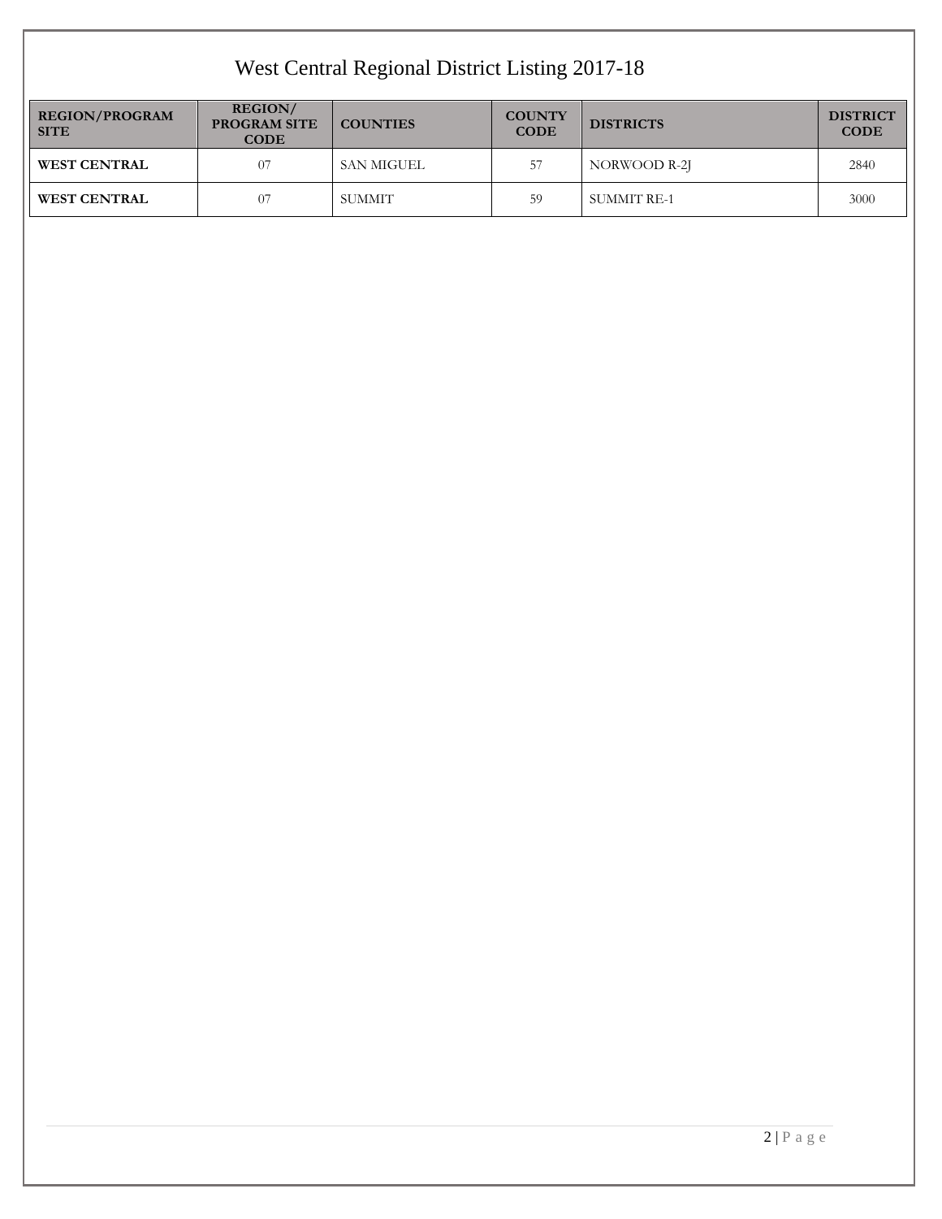# West Central Regional District Listing 2017-18

| REGION/PROGRAM SITE | REGION/ PROGRAM SITE CODE | COUNTIES | COUNTY CODE | DISTRICTS | DISTRICT CODE |
|---|---|---|---|---|---|
| **WEST CENTRAL** | 07 | SAN MIGUEL | 57 | NORWOOD R-2J | 2840 |
| **WEST CENTRAL** | 07 | SUMMIT | 59 | SUMMIT RE-1 | 3000 |